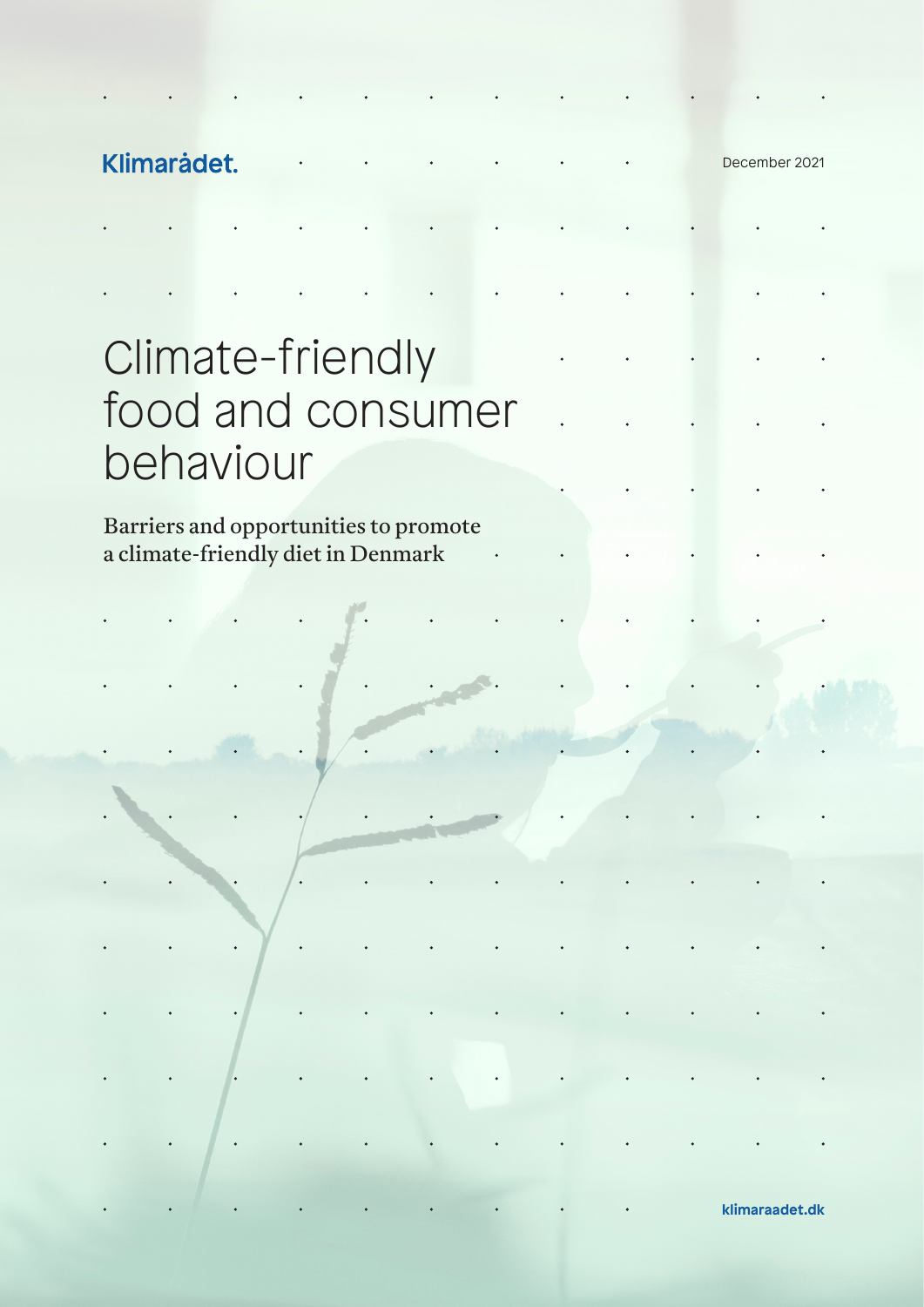Klimarådet.

December 2021

# Climate-friendly food and consumer behaviour

## Barriers and opportunities to promote a climate-friendly diet in Denmark

klimaraadet.dk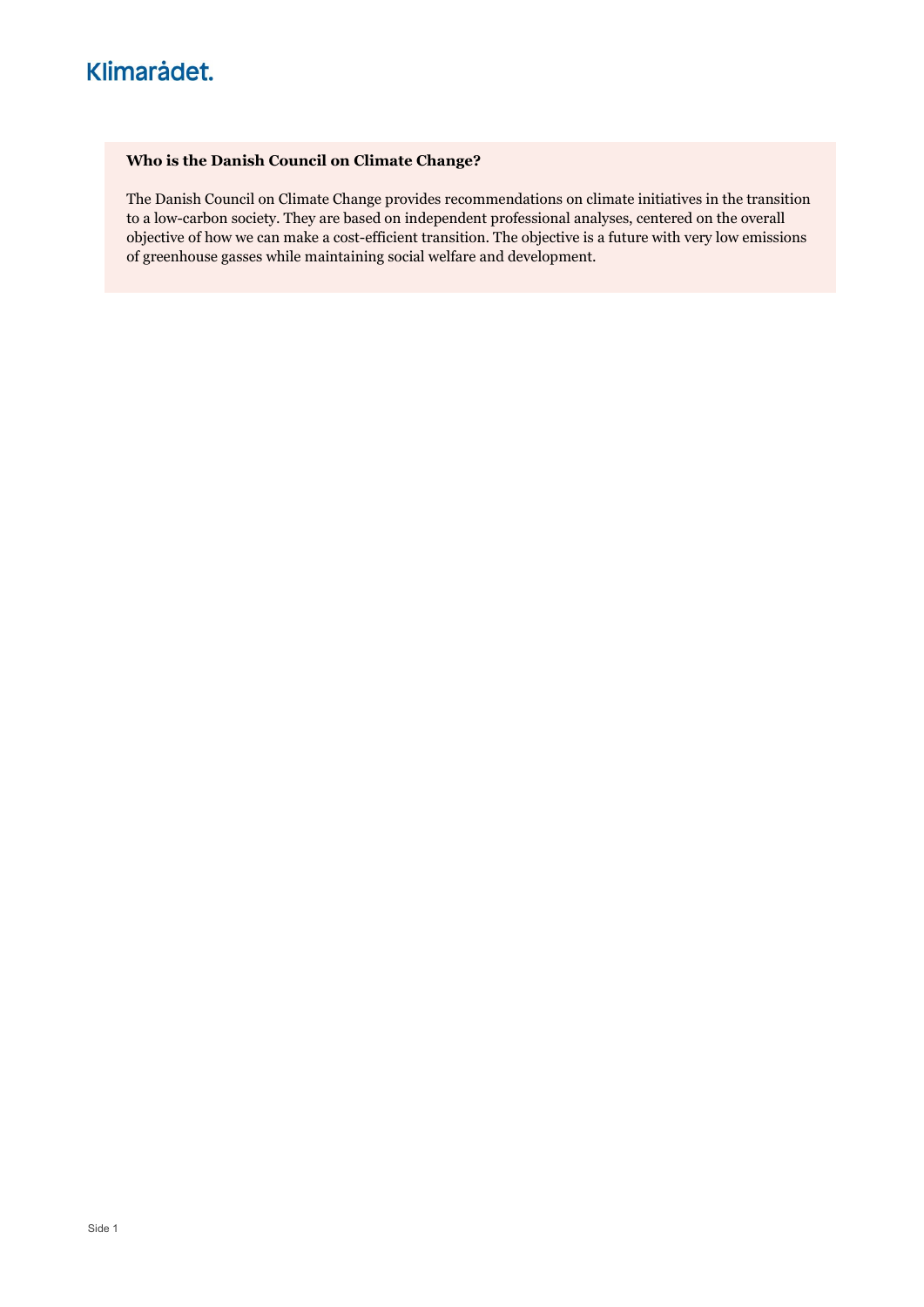**Who is the Danish Council on Climate Change?**

The Danish Council on Climate Change provides recommendations on climate initiatives in the transition to a low-carbon society. They are based on independent professional analyses, centered on the overall objective of how we can make a cost-efficient transition. The objective is a future with very low emissions of greenhouse gasses while maintaining social welfare and development.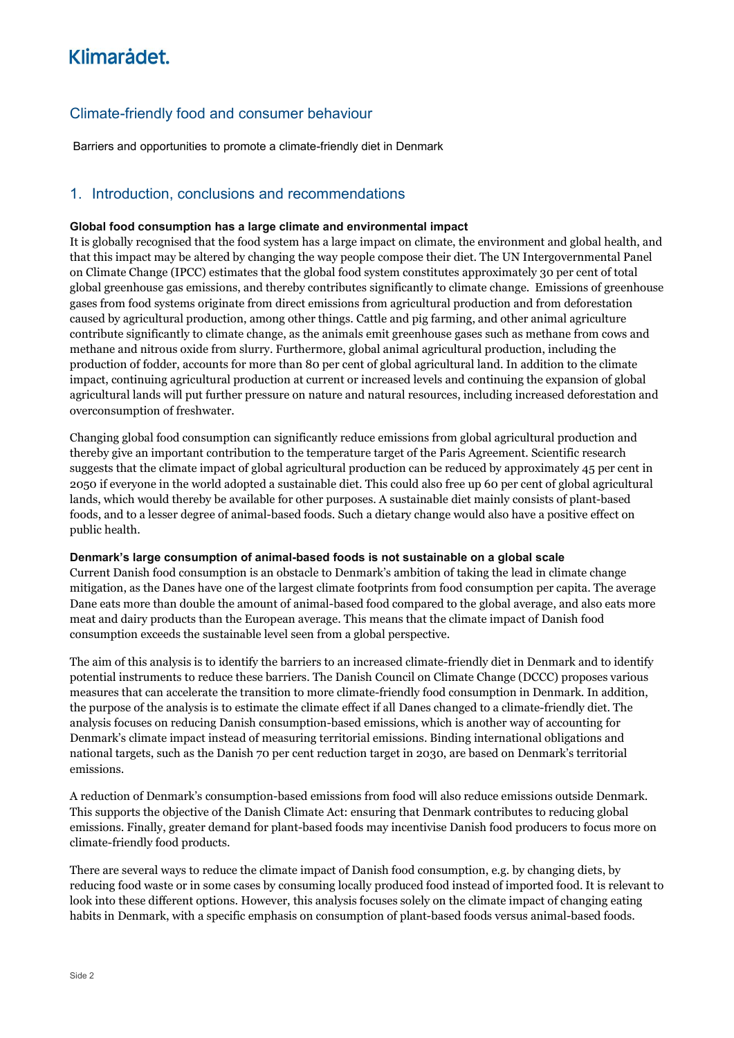## Climate-friendly food and consumer behaviour

Barriers and opportunities to promote a climate-friendly diet in Denmark

## 1. Introduction, conclusions and recommendations

**Global food consumption has a large climate and environmental impact**

It is globally recognised that the food system has a large impact on climate, the environment and global health, and that this impact may be altered by changing the way people compose their diet. The UN Intergovernmental Panel on Climate Change (IPCC) estimates that the global food system constitutes approximately 30 per cent of total global greenhouse gas emissions, and thereby contributes significantly to climate change. Emissions of greenhouse gases from food systems originate from direct emissions from agricultural production and from deforestation caused by agricultural production, among other things. Cattle and pig farming, and other animal agriculture contribute significantly to climate change, as the animals emit greenhouse gases such as methane from cows and methane and nitrous oxide from slurry. Furthermore, global animal agricultural production, including the production of fodder, accounts for more than 80 per cent of global agricultural land. In addition to the climate impact, continuing agricultural production at current or increased levels and continuing the expansion of global agricultural lands will put further pressure on nature and natural resources, including increased deforestation and overconsumption of freshwater.

Changing global food consumption can significantly reduce emissions from global agricultural production and thereby give an important contribution to the temperature target of the Paris Agreement. Scientific research suggests that the climate impact of global agricultural production can be reduced by approximately 45 per cent in 2050 if everyone in the world adopted a sustainable diet. This could also free up 60 per cent of global agricultural lands, which would thereby be available for other purposes. A sustainable diet mainly consists of plant-based foods, and to a lesser degree of animal-based foods. Such a dietary change would also have a positive effect on public health.

**Denmark's large consumption of animal-based foods is not sustainable on a global scale**

Current Danish food consumption is an obstacle to Denmark's ambition of taking the lead in climate change mitigation, as the Danes have one of the largest climate footprints from food consumption per capita. The average Dane eats more than double the amount of animal-based food compared to the global average, and also eats more meat and dairy products than the European average. This means that the climate impact of Danish food consumption exceeds the sustainable level seen from a global perspective.

The aim of this analysis is to identify the barriers to an increased climate-friendly diet in Denmark and to identify potential instruments to reduce these barriers. The Danish Council on Climate Change (DCCC) proposes various measures that can accelerate the transition to more climate-friendly food consumption in Denmark. In addition, the purpose of the analysis is to estimate the climate effect if all Danes changed to a climate-friendly diet. The analysis focuses on reducing Danish consumption-based emissions, which is another way of accounting for Denmark's climate impact instead of measuring territorial emissions. Binding international obligations and national targets, such as the Danish 70 per cent reduction target in 2030, are based on Denmark's territorial emissions.

A reduction of Denmark's consumption-based emissions from food will also reduce emissions outside Denmark. This supports the objective of the Danish Climate Act: ensuring that Denmark contributes to reducing global emissions. Finally, greater demand for plant-based foods may incentivise Danish food producers to focus more on climate-friendly food products.

There are several ways to reduce the climate impact of Danish food consumption, e.g. by changing diets, by reducing food waste or in some cases by consuming locally produced food instead of imported food. It is relevant to look into these different options. However, this analysis focuses solely on the climate impact of changing eating habits in Denmark, with a specific emphasis on consumption of plant-based foods versus animal-based foods.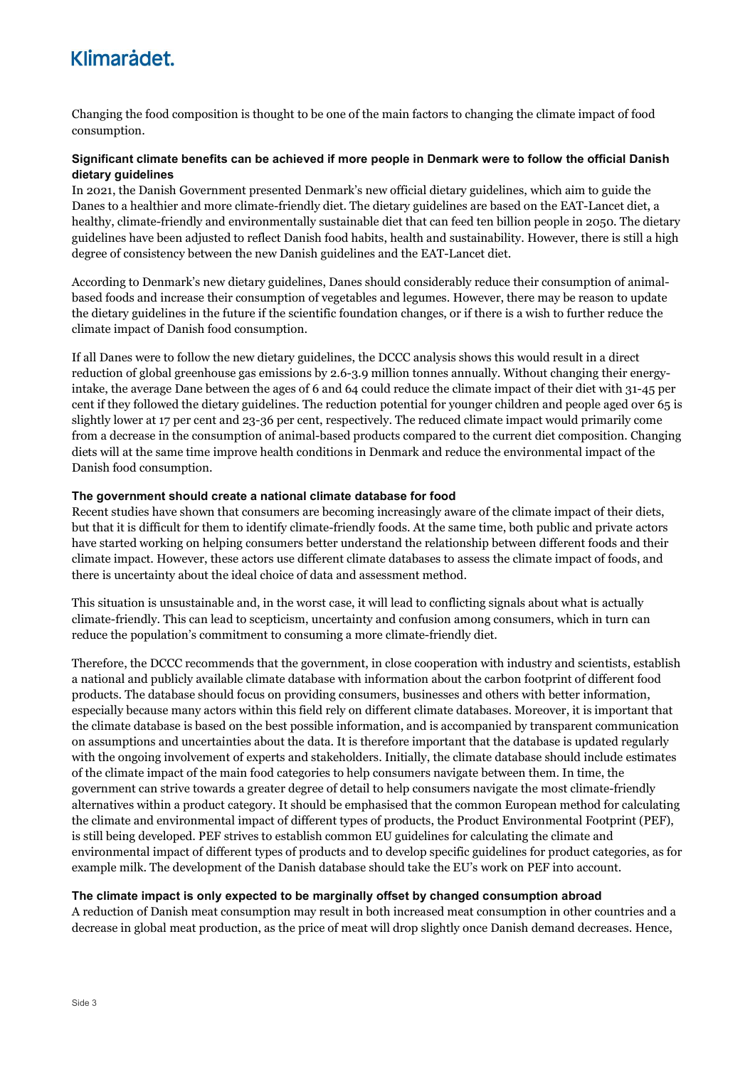Changing the food composition is thought to be one of the main factors to changing the climate impact of food consumption.

### Significant climate benefits can be achieved if more people in Denmark were to follow the official Danish dietary guidelines

In 2021, the Danish Government presented Denmark's new official dietary guidelines, which aim to guide the Danes to a healthier and more climate-friendly diet. The dietary guidelines are based on the EAT-Lancet diet, a healthy, climate-friendly and environmentally sustainable diet that can feed ten billion people in 2050. The dietary guidelines have been adjusted to reflect Danish food habits, health and sustainability. However, there is still a high degree of consistency between the new Danish guidelines and the EAT-Lancet diet.

According to Denmark's new dietary guidelines, Danes should considerably reduce their consumption of animal-based foods and increase their consumption of vegetables and legumes. However, there may be reason to update the dietary guidelines in the future if the scientific foundation changes, or if there is a wish to further reduce the climate impact of Danish food consumption.

If all Danes were to follow the new dietary guidelines, the DCCC analysis shows this would result in a direct reduction of global greenhouse gas emissions by 2.6-3.9 million tonnes annually. Without changing their energy-intake, the average Dane between the ages of 6 and 64 could reduce the climate impact of their diet with 31-45 per cent if they followed the dietary guidelines. The reduction potential for younger children and people aged over 65 is slightly lower at 17 per cent and 23-36 per cent, respectively. The reduced climate impact would primarily come from a decrease in the consumption of animal-based products compared to the current diet composition. Changing diets will at the same time improve health conditions in Denmark and reduce the environmental impact of the Danish food consumption.

### The government should create a national climate database for food

Recent studies have shown that consumers are becoming increasingly aware of the climate impact of their diets, but that it is difficult for them to identify climate-friendly foods. At the same time, both public and private actors have started working on helping consumers better understand the relationship between different foods and their climate impact. However, these actors use different climate databases to assess the climate impact of foods, and there is uncertainty about the ideal choice of data and assessment method.

This situation is unsustainable and, in the worst case, it will lead to conflicting signals about what is actually climate-friendly. This can lead to scepticism, uncertainty and confusion among consumers, which in turn can reduce the population's commitment to consuming a more climate-friendly diet.

Therefore, the DCCC recommends that the government, in close cooperation with industry and scientists, establish a national and publicly available climate database with information about the carbon footprint of different food products. The database should focus on providing consumers, businesses and others with better information, especially because many actors within this field rely on different climate databases. Moreover, it is important that the climate database is based on the best possible information, and is accompanied by transparent communication on assumptions and uncertainties about the data. It is therefore important that the database is updated regularly with the ongoing involvement of experts and stakeholders. Initially, the climate database should include estimates of the climate impact of the main food categories to help consumers navigate between them. In time, the government can strive towards a greater degree of detail to help consumers navigate the most climate-friendly alternatives within a product category. It should be emphasised that the common European method for calculating the climate and environmental impact of different types of products, the Product Environmental Footprint (PEF), is still being developed. PEF strives to establish common EU guidelines for calculating the climate and environmental impact of different types of products and to develop specific guidelines for product categories, as for example milk. The development of the Danish database should take the EU's work on PEF into account.

### The climate impact is only expected to be marginally offset by changed consumption abroad

A reduction of Danish meat consumption may result in both increased meat consumption in other countries and a decrease in global meat production, as the price of meat will drop slightly once Danish demand decreases. Hence,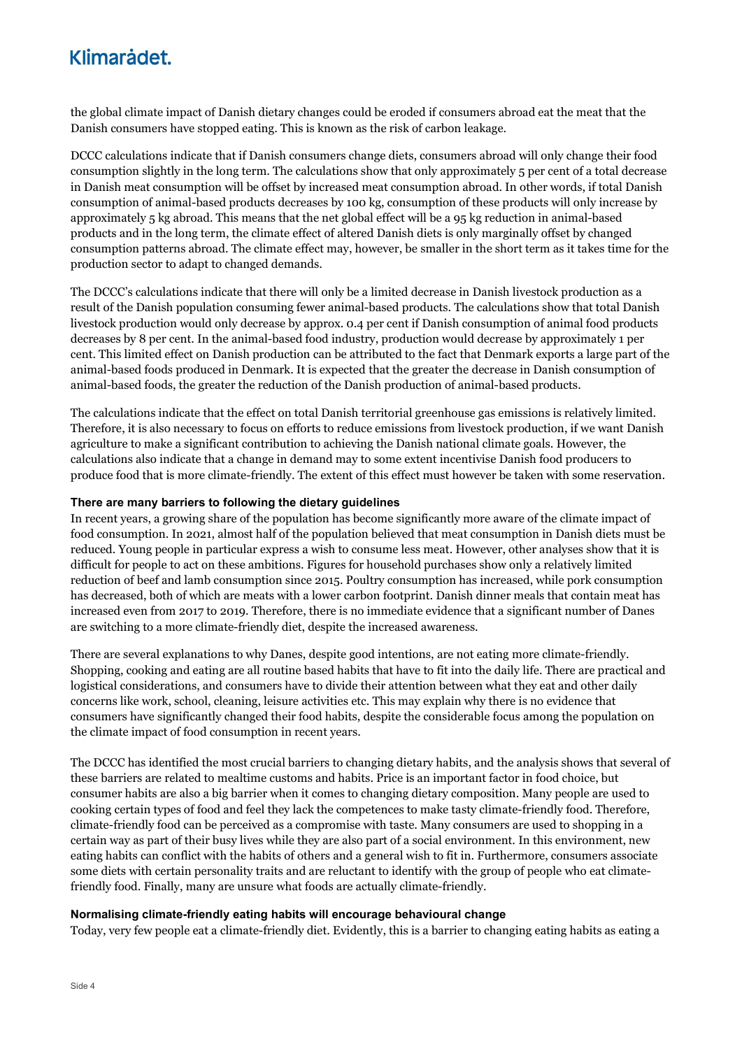the global climate impact of Danish dietary changes could be eroded if consumers abroad eat the meat that the Danish consumers have stopped eating. This is known as the risk of carbon leakage.

DCCC calculations indicate that if Danish consumers change diets, consumers abroad will only change their food consumption slightly in the long term. The calculations show that only approximately 5 per cent of a total decrease in Danish meat consumption will be offset by increased meat consumption abroad. In other words, if total Danish consumption of animal-based products decreases by 100 kg, consumption of these products will only increase by approximately 5 kg abroad. This means that the net global effect will be a 95 kg reduction in animal-based products and in the long term, the climate effect of altered Danish diets is only marginally offset by changed consumption patterns abroad. The climate effect may, however, be smaller in the short term as it takes time for the production sector to adapt to changed demands.

The DCCC's calculations indicate that there will only be a limited decrease in Danish livestock production as a result of the Danish population consuming fewer animal-based products. The calculations show that total Danish livestock production would only decrease by approx. 0.4 per cent if Danish consumption of animal food products decreases by 8 per cent. In the animal-based food industry, production would decrease by approximately 1 per cent. This limited effect on Danish production can be attributed to the fact that Denmark exports a large part of the animal-based foods produced in Denmark. It is expected that the greater the decrease in Danish consumption of animal-based foods, the greater the reduction of the Danish production of animal-based products.

The calculations indicate that the effect on total Danish territorial greenhouse gas emissions is relatively limited. Therefore, it is also necessary to focus on efforts to reduce emissions from livestock production, if we want Danish agriculture to make a significant contribution to achieving the Danish national climate goals. However, the calculations also indicate that a change in demand may to some extent incentivise Danish food producers to produce food that is more climate-friendly. The extent of this effect must however be taken with some reservation.

#### There are many barriers to following the dietary guidelines

In recent years, a growing share of the population has become significantly more aware of the climate impact of food consumption. In 2021, almost half of the population believed that meat consumption in Danish diets must be reduced. Young people in particular express a wish to consume less meat. However, other analyses show that it is difficult for people to act on these ambitions. Figures for household purchases show only a relatively limited reduction of beef and lamb consumption since 2015. Poultry consumption has increased, while pork consumption has decreased, both of which are meats with a lower carbon footprint. Danish dinner meals that contain meat has increased even from 2017 to 2019. Therefore, there is no immediate evidence that a significant number of Danes are switching to a more climate-friendly diet, despite the increased awareness.

There are several explanations to why Danes, despite good intentions, are not eating more climate-friendly. Shopping, cooking and eating are all routine based habits that have to fit into the daily life. There are practical and logistical considerations, and consumers have to divide their attention between what they eat and other daily concerns like work, school, cleaning, leisure activities etc. This may explain why there is no evidence that consumers have significantly changed their food habits, despite the considerable focus among the population on the climate impact of food consumption in recent years.

The DCCC has identified the most crucial barriers to changing dietary habits, and the analysis shows that several of these barriers are related to mealtime customs and habits. Price is an important factor in food choice, but consumer habits are also a big barrier when it comes to changing dietary composition. Many people are used to cooking certain types of food and feel they lack the competences to make tasty climate-friendly food. Therefore, climate-friendly food can be perceived as a compromise with taste. Many consumers are used to shopping in a certain way as part of their busy lives while they are also part of a social environment. In this environment, new eating habits can conflict with the habits of others and a general wish to fit in. Furthermore, consumers associate some diets with certain personality traits and are reluctant to identify with the group of people who eat climate-friendly food. Finally, many are unsure what foods are actually climate-friendly.

#### Normalising climate-friendly eating habits will encourage behavioural change

Today, very few people eat a climate-friendly diet. Evidently, this is a barrier to changing eating habits as eating a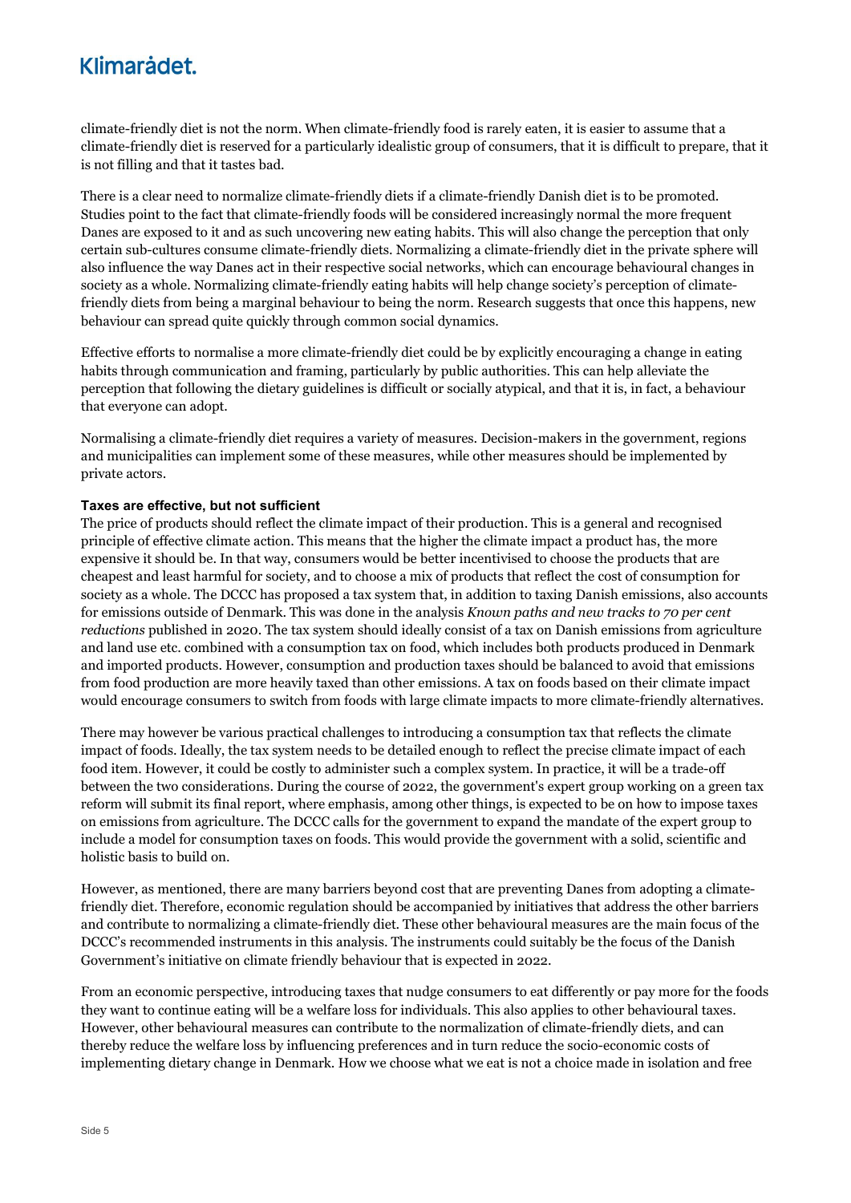climate-friendly diet is not the norm. When climate-friendly food is rarely eaten, it is easier to assume that a climate-friendly diet is reserved for a particularly idealistic group of consumers, that it is difficult to prepare, that it is not filling and that it tastes bad.

There is a clear need to normalize climate-friendly diets if a climate-friendly Danish diet is to be promoted. Studies point to the fact that climate-friendly foods will be considered increasingly normal the more frequent Danes are exposed to it and as such uncovering new eating habits. This will also change the perception that only certain sub-cultures consume climate-friendly diets. Normalizing a climate-friendly diet in the private sphere will also influence the way Danes act in their respective social networks, which can encourage behavioural changes in society as a whole. Normalizing climate-friendly eating habits will help change society's perception of climate-friendly diets from being a marginal behaviour to being the norm. Research suggests that once this happens, new behaviour can spread quite quickly through common social dynamics.

Effective efforts to normalise a more climate-friendly diet could be by explicitly encouraging a change in eating habits through communication and framing, particularly by public authorities. This can help alleviate the perception that following the dietary guidelines is difficult or socially atypical, and that it is, in fact, a behaviour that everyone can adopt.

Normalising a climate-friendly diet requires a variety of measures. Decision-makers in the government, regions and municipalities can implement some of these measures, while other measures should be implemented by private actors.

**Taxes are effective, but not sufficient**

The price of products should reflect the climate impact of their production. This is a general and recognised principle of effective climate action. This means that the higher the climate impact a product has, the more expensive it should be. In that way, consumers would be better incentivised to choose the products that are cheapest and least harmful for society, and to choose a mix of products that reflect the cost of consumption for society as a whole. The DCCC has proposed a tax system that, in addition to taxing Danish emissions, also accounts for emissions outside of Denmark. This was done in the analysis *Known paths and new tracks to 70 per cent reductions* published in 2020. The tax system should ideally consist of a tax on Danish emissions from agriculture and land use etc. combined with a consumption tax on food, which includes both products produced in Denmark and imported products. However, consumption and production taxes should be balanced to avoid that emissions from food production are more heavily taxed than other emissions. A tax on foods based on their climate impact would encourage consumers to switch from foods with large climate impacts to more climate-friendly alternatives.

There may however be various practical challenges to introducing a consumption tax that reflects the climate impact of foods. Ideally, the tax system needs to be detailed enough to reflect the precise climate impact of each food item. However, it could be costly to administer such a complex system. In practice, it will be a trade-off between the two considerations. During the course of 2022, the government's expert group working on a green tax reform will submit its final report, where emphasis, among other things, is expected to be on how to impose taxes on emissions from agriculture. The DCCC calls for the government to expand the mandate of the expert group to include a model for consumption taxes on foods. This would provide the government with a solid, scientific and holistic basis to build on.

However, as mentioned, there are many barriers beyond cost that are preventing Danes from adopting a climate-friendly diet. Therefore, economic regulation should be accompanied by initiatives that address the other barriers and contribute to normalizing a climate-friendly diet. These other behavioural measures are the main focus of the DCCC's recommended instruments in this analysis. The instruments could suitably be the focus of the Danish Government's initiative on climate friendly behaviour that is expected in 2022.

From an economic perspective, introducing taxes that nudge consumers to eat differently or pay more for the foods they want to continue eating will be a welfare loss for individuals. This also applies to other behavioural taxes. However, other behavioural measures can contribute to the normalization of climate-friendly diets, and can thereby reduce the welfare loss by influencing preferences and in turn reduce the socio-economic costs of implementing dietary change in Denmark. How we choose what we eat is not a choice made in isolation and free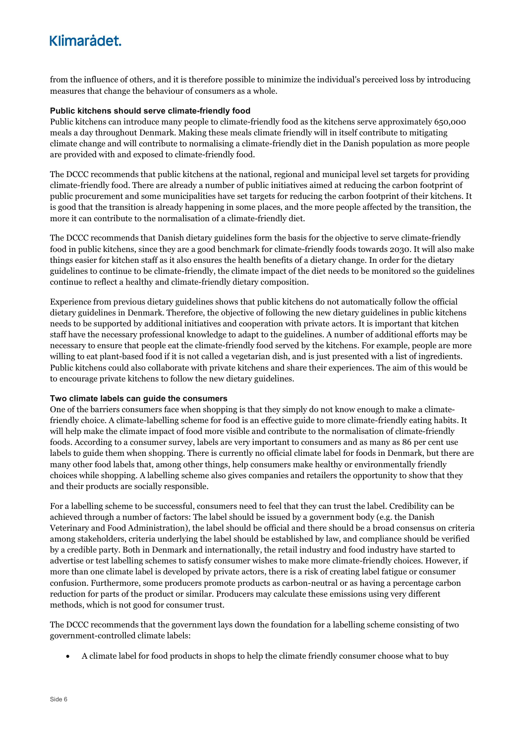from the influence of others, and it is therefore possible to minimize the individual's perceived loss by introducing measures that change the behaviour of consumers as a whole.

#### Public kitchens should serve climate-friendly food

Public kitchens can introduce many people to climate-friendly food as the kitchens serve approximately 650,000 meals a day throughout Denmark. Making these meals climate friendly will in itself contribute to mitigating climate change and will contribute to normalising a climate-friendly diet in the Danish population as more people are provided with and exposed to climate-friendly food.

The DCCC recommends that public kitchens at the national, regional and municipal level set targets for providing climate-friendly food. There are already a number of public initiatives aimed at reducing the carbon footprint of public procurement and some municipalities have set targets for reducing the carbon footprint of their kitchens. It is good that the transition is already happening in some places, and the more people affected by the transition, the more it can contribute to the normalisation of a climate-friendly diet.

The DCCC recommends that Danish dietary guidelines form the basis for the objective to serve climate-friendly food in public kitchens, since they are a good benchmark for climate-friendly foods towards 2030. It will also make things easier for kitchen staff as it also ensures the health benefits of a dietary change. In order for the dietary guidelines to continue to be climate-friendly, the climate impact of the diet needs to be monitored so the guidelines continue to reflect a healthy and climate-friendly dietary composition.

Experience from previous dietary guidelines shows that public kitchens do not automatically follow the official dietary guidelines in Denmark. Therefore, the objective of following the new dietary guidelines in public kitchens needs to be supported by additional initiatives and cooperation with private actors. It is important that kitchen staff have the necessary professional knowledge to adapt to the guidelines. A number of additional efforts may be necessary to ensure that people eat the climate-friendly food served by the kitchens. For example, people are more willing to eat plant-based food if it is not called a vegetarian dish, and is just presented with a list of ingredients. Public kitchens could also collaborate with private kitchens and share their experiences. The aim of this would be to encourage private kitchens to follow the new dietary guidelines.

#### Two climate labels can guide the consumers

One of the barriers consumers face when shopping is that they simply do not know enough to make a climate-friendly choice. A climate-labelling scheme for food is an effective guide to more climate-friendly eating habits. It will help make the climate impact of food more visible and contribute to the normalisation of climate-friendly foods. According to a consumer survey, labels are very important to consumers and as many as 86 per cent use labels to guide them when shopping. There is currently no official climate label for foods in Denmark, but there are many other food labels that, among other things, help consumers make healthy or environmentally friendly choices while shopping. A labelling scheme also gives companies and retailers the opportunity to show that they and their products are socially responsible.

For a labelling scheme to be successful, consumers need to feel that they can trust the label. Credibility can be achieved through a number of factors: The label should be issued by a government body (e.g. the Danish Veterinary and Food Administration), the label should be official and there should be a broad consensus on criteria among stakeholders, criteria underlying the label should be established by law, and compliance should be verified by a credible party. Both in Denmark and internationally, the retail industry and food industry have started to advertise or test labelling schemes to satisfy consumer wishes to make more climate-friendly choices. However, if more than one climate label is developed by private actors, there is a risk of creating label fatigue or consumer confusion. Furthermore, some producers promote products as carbon-neutral or as having a percentage carbon reduction for parts of the product or similar. Producers may calculate these emissions using very different methods, which is not good for consumer trust.

The DCCC recommends that the government lays down the foundation for a labelling scheme consisting of two government-controlled climate labels:

- A climate label for food products in shops to help the climate friendly consumer choose what to buy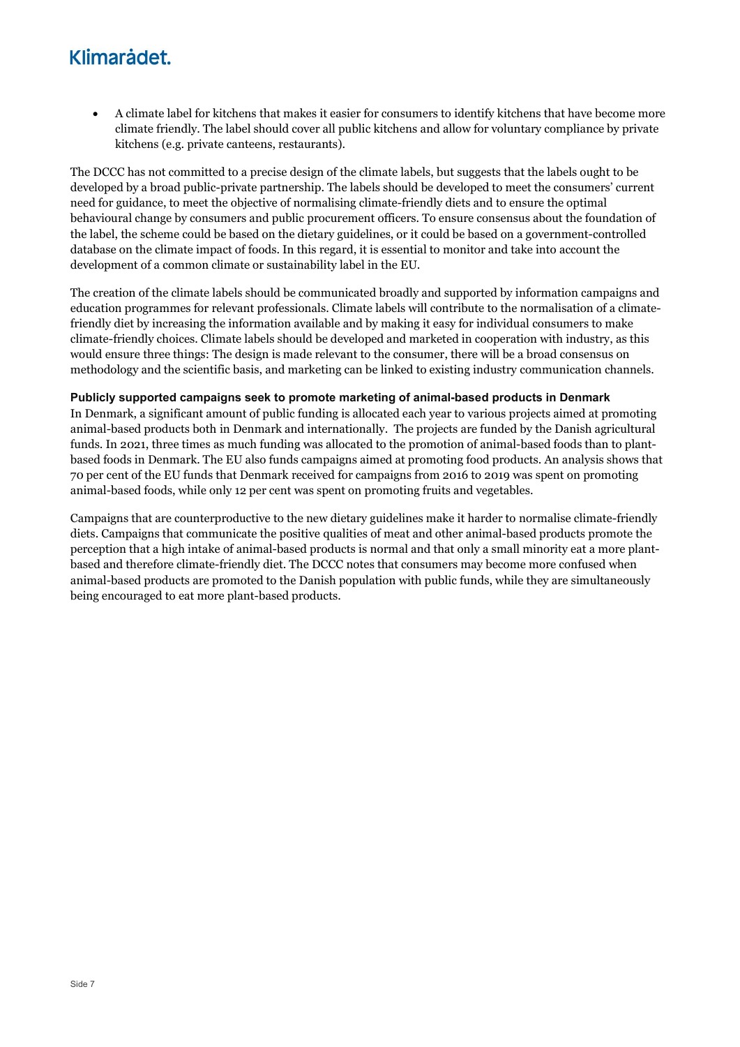- A climate label for kitchens that makes it easier for consumers to identify kitchens that have become more climate friendly. The label should cover all public kitchens and allow for voluntary compliance by private kitchens (e.g. private canteens, restaurants).

The DCCC has not committed to a precise design of the climate labels, but suggests that the labels ought to be developed by a broad public-private partnership. The labels should be developed to meet the consumers' current need for guidance, to meet the objective of normalising climate-friendly diets and to ensure the optimal behavioural change by consumers and public procurement officers. To ensure consensus about the foundation of the label, the scheme could be based on the dietary guidelines, or it could be based on a government-controlled database on the climate impact of foods. In this regard, it is essential to monitor and take into account the development of a common climate or sustainability label in the EU.

The creation of the climate labels should be communicated broadly and supported by information campaigns and education programmes for relevant professionals. Climate labels will contribute to the normalisation of a climate-friendly diet by increasing the information available and by making it easy for individual consumers to make climate-friendly choices. Climate labels should be developed and marketed in cooperation with industry, as this would ensure three things: The design is made relevant to the consumer, there will be a broad consensus on methodology and the scientific basis, and marketing can be linked to existing industry communication channels.

**Publicly supported campaigns seek to promote marketing of animal-based products in Denmark**

In Denmark, a significant amount of public funding is allocated each year to various projects aimed at promoting animal-based products both in Denmark and internationally. The projects are funded by the Danish agricultural funds. In 2021, three times as much funding was allocated to the promotion of animal-based foods than to plant-based foods in Denmark. The EU also funds campaigns aimed at promoting food products. An analysis shows that 70 per cent of the EU funds that Denmark received for campaigns from 2016 to 2019 was spent on promoting animal-based foods, while only 12 per cent was spent on promoting fruits and vegetables.

Campaigns that are counterproductive to the new dietary guidelines make it harder to normalise climate-friendly diets. Campaigns that communicate the positive qualities of meat and other animal-based products promote the perception that a high intake of animal-based products is normal and that only a small minority eat a more plant-based and therefore climate-friendly diet. The DCCC notes that consumers may become more confused when animal-based products are promoted to the Danish population with public funds, while they are simultaneously being encouraged to eat more plant-based products.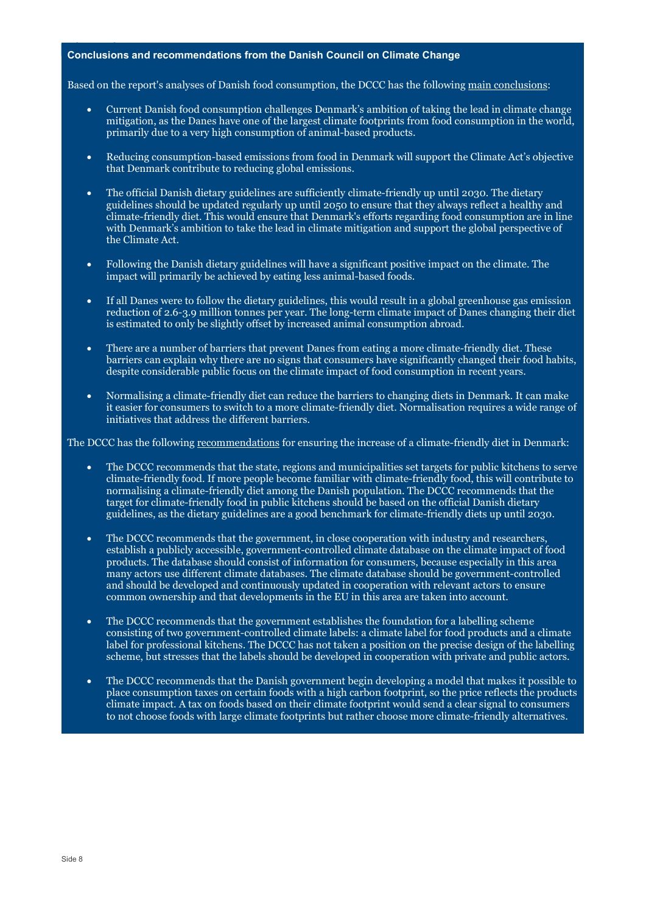**Conclusions and recommendations from the Danish Council on Climate Change**

Based on the report's analyses of Danish food consumption, the DCCC has the following main conclusions:

- Current Danish food consumption challenges Denmark's ambition of taking the lead in climate change mitigation, as the Danes have one of the largest climate footprints from food consumption in the world, primarily due to a very high consumption of animal-based products.
- Reducing consumption-based emissions from food in Denmark will support the Climate Act's objective that Denmark contribute to reducing global emissions.
- The official Danish dietary guidelines are sufficiently climate-friendly up until 2030. The dietary guidelines should be updated regularly up until 2050 to ensure that they always reflect a healthy and climate-friendly diet. This would ensure that Denmark's efforts regarding food consumption are in line with Denmark's ambition to take the lead in climate mitigation and support the global perspective of the Climate Act.
- Following the Danish dietary guidelines will have a significant positive impact on the climate. The impact will primarily be achieved by eating less animal-based foods.
- If all Danes were to follow the dietary guidelines, this would result in a global greenhouse gas emission reduction of 2.6-3.9 million tonnes per year. The long-term climate impact of Danes changing their diet is estimated to only be slightly offset by increased animal consumption abroad.
- There are a number of barriers that prevent Danes from eating a more climate-friendly diet. These barriers can explain why there are no signs that consumers have significantly changed their food habits, despite considerable public focus on the climate impact of food consumption in recent years.
- Normalising a climate-friendly diet can reduce the barriers to changing diets in Denmark. It can make it easier for consumers to switch to a more climate-friendly diet. Normalisation requires a wide range of initiatives that address the different barriers.

The DCCC has the following recommendations for ensuring the increase of a climate-friendly diet in Denmark:

- The DCCC recommends that the state, regions and municipalities set targets for public kitchens to serve climate-friendly food. If more people become familiar with climate-friendly food, this will contribute to normalising a climate-friendly diet among the Danish population. The DCCC recommends that the target for climate-friendly food in public kitchens should be based on the official Danish dietary guidelines, as the dietary guidelines are a good benchmark for climate-friendly diets up until 2030.
- The DCCC recommends that the government, in close cooperation with industry and researchers, establish a publicly accessible, government-controlled climate database on the climate impact of food products. The database should consist of information for consumers, because especially in this area many actors use different climate databases. The climate database should be government-controlled and should be developed and continuously updated in cooperation with relevant actors to ensure common ownership and that developments in the EU in this area are taken into account.
- The DCCC recommends that the government establishes the foundation for a labelling scheme consisting of two government-controlled climate labels: a climate label for food products and a climate label for professional kitchens. The DCCC has not taken a position on the precise design of the labelling scheme, but stresses that the labels should be developed in cooperation with private and public actors.
- The DCCC recommends that the Danish government begin developing a model that makes it possible to place consumption taxes on certain foods with a high carbon footprint, so the price reflects the products climate impact. A tax on foods based on their climate footprint would send a clear signal to consumers to not choose foods with large climate footprints but rather choose more climate-friendly alternatives.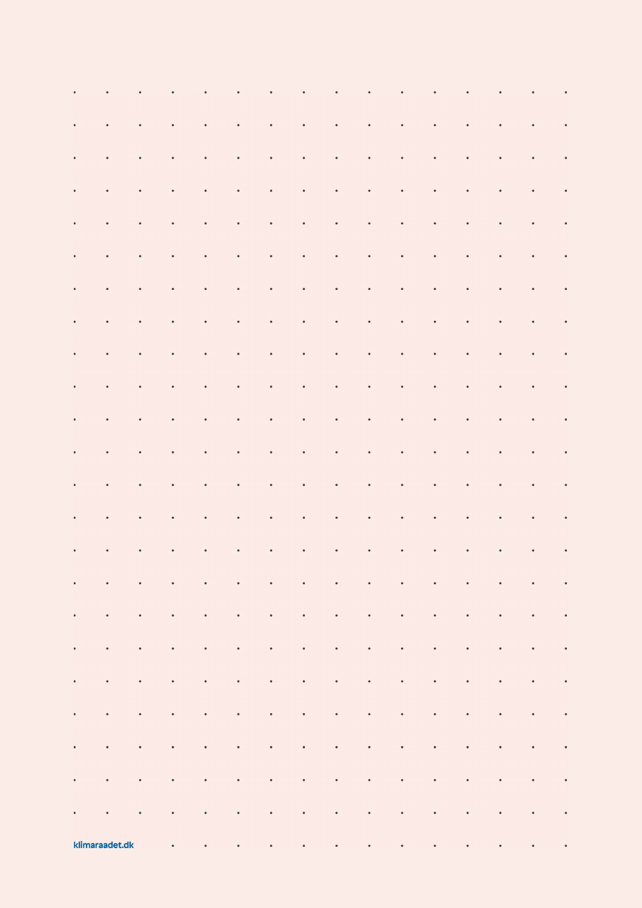klimaraadet.dk